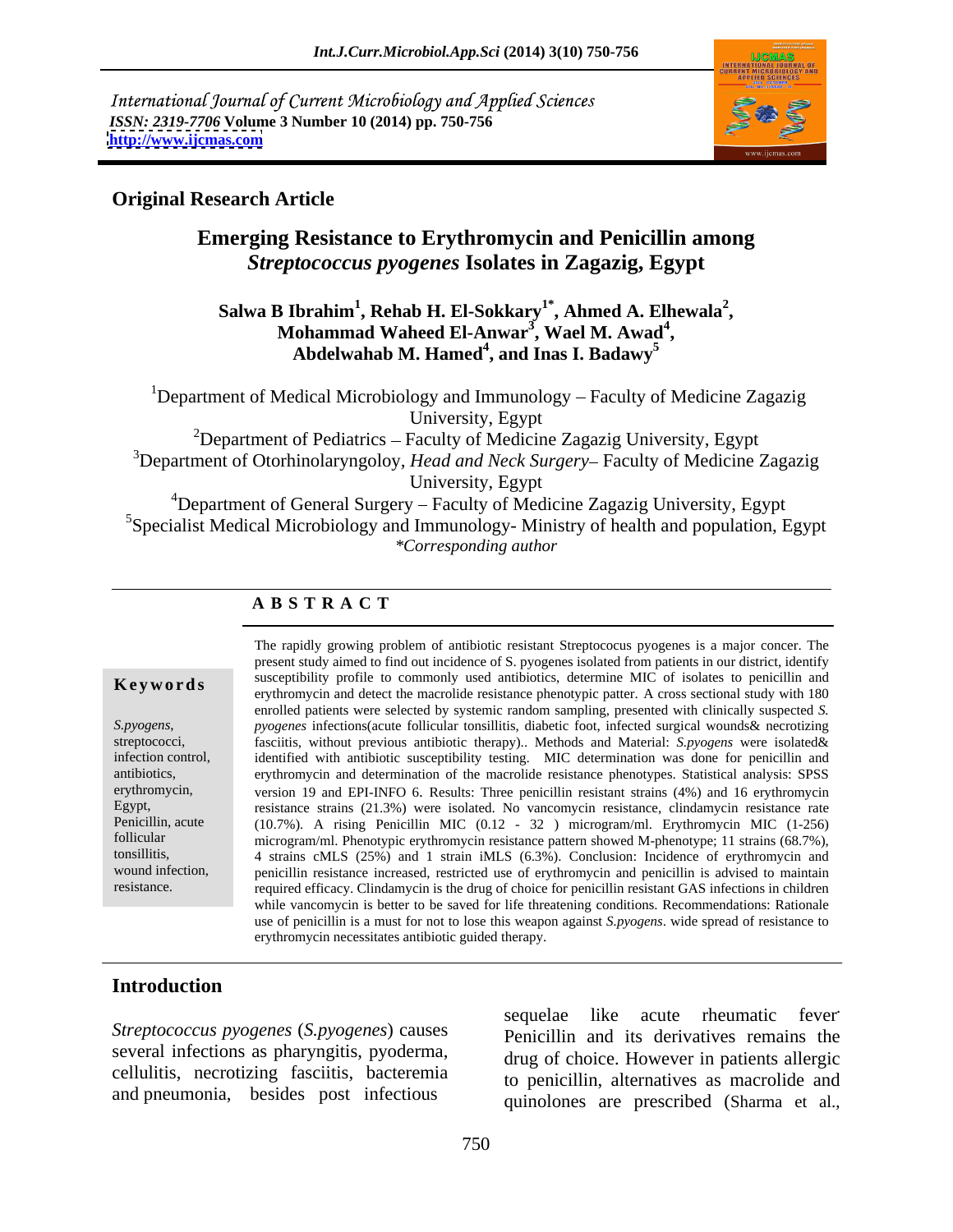International Journal of Current Microbiology and Applied Sciences
*ISSN: 2319-7706* **Volume 3 Number 10 (2014) pp. 750-756**
**http://www.ijcmas.com**

**Original Research Article**

# Emerging Resistance to Erythromycin and Penicillin among *Streptococcus pyogenes* Isolates in Zagazig, Egypt

**Salwa B Ibrahim[1], Rehab H. El-Sokkary[1*], Ahmed A. Elhewala[2], Mohammad Waheed El-Anwar[3], Wael M. Awad[4], Abdelwahab M. Hamed[4], and Inas I. Badawy[5]**

[1]Department of Medical Microbiology and Immunology – Faculty of Medicine Zagazig University, Egypt
[2]Department of Pediatrics – Faculty of Medicine Zagazig University, Egypt
[3]Department of Otorhinolaryngoloy, *Head and Neck Surgery*– Faculty of Medicine Zagazig University, Egypt
[4]Department of General Surgery – Faculty of Medicine Zagazig University, Egypt
[5]Specialist Medical Microbiology and Immunology- Ministry of health and population, Egypt
*\*Corresponding author*

## ABSTRACT

**Keywords**

*S.pyogens*, streptococci, infection control, antibiotics, erythromycin, Egypt, Penicillin, acute follicular tonsillitis, wound infection, resistance.

The rapidly growing problem of antibiotic resistant Streptococus pyogenes is a major concer. The present study aimed to find out incidence of S. pyogenes isolated from patients in our district, identify susceptibility profile to commonly used antibiotics, determine MIC of isolates to penicillin and erythromycin and detect the macrolide resistance phenotypic patter. A cross sectional study with 180 enrolled patients were selected by systemic random sampling, presented with clinically suspected *S. pyogenes* infections(acute follicular tonsillitis, diabetic foot, infected surgical wounds& necrotizing fasciitis, without previous antibiotic therapy).. Methods and Material: *S.pyogens* were isolated& identified with antibiotic susceptibility testing. MIC determination was done for penicillin and erythromycin and determination of the macrolide resistance phenotypes. Statistical analysis: SPSS version 19 and EPI-INFO 6. Results: Three penicillin resistant strains (4%) and 16 erythromycin resistance strains (21.3%) were isolated. No vancomycin resistance, clindamycin resistance rate (10.7%). A rising Penicillin MIC (0.12 - 32 ) microgram/ml. Erythromycin MIC (1-256) microgram/ml. Phenotypic erythromycin resistance pattern showed M-phenotype; 11 strains (68.7%), 4 strains cMLS (25%) and 1 strain iMLS (6.3%). Conclusion: Incidence of erythromycin and penicillin resistance increased, restricted use of erythromycin and penicillin is advised to maintain required efficacy. Clindamycin is the drug of choice for penicillin resistant GAS infections in children while vancomycin is better to be saved for life threatening conditions. Recommendations: Rationale use of penicillin is a must for not to lose this weapon against *S.pyogens*. wide spread of resistance to erythromycin necessitates antibiotic guided therapy.

## Introduction

*Streptococcus pyogenes* (*S.pyogenes*) causes several infections as pharyngitis, pyoderma, cellulitis, necrotizing fasciitis, bacteremia and pneumonia, besides post infectious sequelae like acute rheumatic fever. Penicillin and its derivatives remains the drug of choice. However in patients allergic to penicillin, alternatives as macrolide and quinolones are prescribed (Sharma et al.,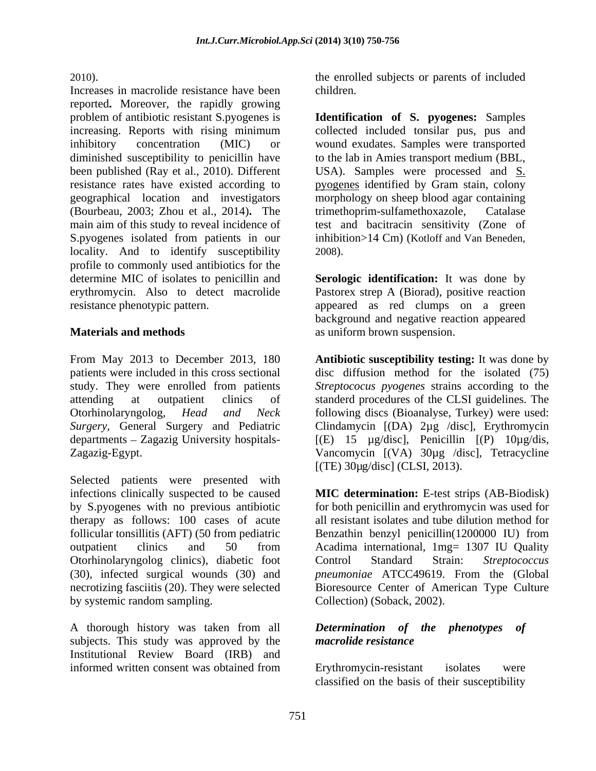2010).

Increases in macrolide resistance have been reported**.** Moreover, the rapidly growing problem of antibiotic resistant S.pyogenes is increasing. Reports with rising minimum inhibitory concentration (MIC) or diminished susceptibility to penicillin have been published (Ray et al., 2010). Different resistance rates have existed according to geographical location and investigators (Bourbeau, 2003; Zhou et al., 2014)**.** The main aim of this study to reveal incidence of S.pyogenes isolated from patients in our locality. And to identify susceptibility profile to commonly used antibiotics for the determine MIC of isolates to penicillin and erythromycin. Also to detect macrolide resistance phenotypic pattern.

## Materials and methods

From May 2013 to December 2013, 180 patients were included in this cross sectional study. They were enrolled from patients attending at outpatient clinics of Otorhinolaryngolog, *Head and Neck Surgery,* General Surgery and Pediatric departments – Zagazig University hospitals-Zagazig-Egypt.

Selected patients were presented with infections clinically suspected to be caused by S.pyogenes with no previous antibiotic therapy as follows: 100 cases of acute follicular tonsillitis (AFT) (50 from pediatric outpatient clinics and 50 from Otorhinolaryngolog clinics), diabetic foot (30), infected surgical wounds (30) and necrotizing fasciitis (20). They were selected by systemic random sampling.

A thorough history was taken from all subjects. This study was approved by the Institutional Review Board (IRB) and informed written consent was obtained from the enrolled subjects or parents of included children.

**Identification of S. pyogenes:** Samples collected included tonsilar pus, pus and wound exudates. Samples were transported to the lab in Amies transport medium (BBL, USA). Samples were processed and S. pyogenes identified by Gram stain, colony morphology on sheep blood agar containing trimethoprim-sulfamethoxazole, Catalase test and bacitracin sensitivity (Zone of inhibition>14 Cm) (Kotloff and Van Beneden, 2008).

**Serologic identification:** It was done by Pastorex strep A (Biorad), positive reaction appeared as red clumps on a green background and negative reaction appeared as uniform brown suspension.

**Antibiotic susceptibility testing:** It was done by disc diffusion method for the isolated (75) *Streptococcus pyogenes* strains according to the standerd procedures of the CLSI guidelines. The following discs (Bioanalyse, Turkey) were used: Clindamycin [(DA) 2µg /disc], Erythromycin [(E) 15 µg/disc], Penicillin [(P) 10µg/dis, Vancomycin [(VA) 30µg /disc], Tetracycline [(TE) 30µg/disc] (CLSI, 2013).

**MIC determination:** E-test strips (AB-Biodisk) for both penicillin and erythromycin was used for all resistant isolates and tube dilution method for Benzathin benzyl penicillin(1200000 IU) from Acadima international, 1mg= 1307 IU Quality Control Standard Strain: *Streptococcus pneumoniae* ATCC49619. From the (Global Bioresource Center of American Type Culture Collection) (Soback, 2002).

### *Determination of the phenotypes of macrolide resistance*

Erythromycin-resistant isolates were classified on the basis of their susceptibility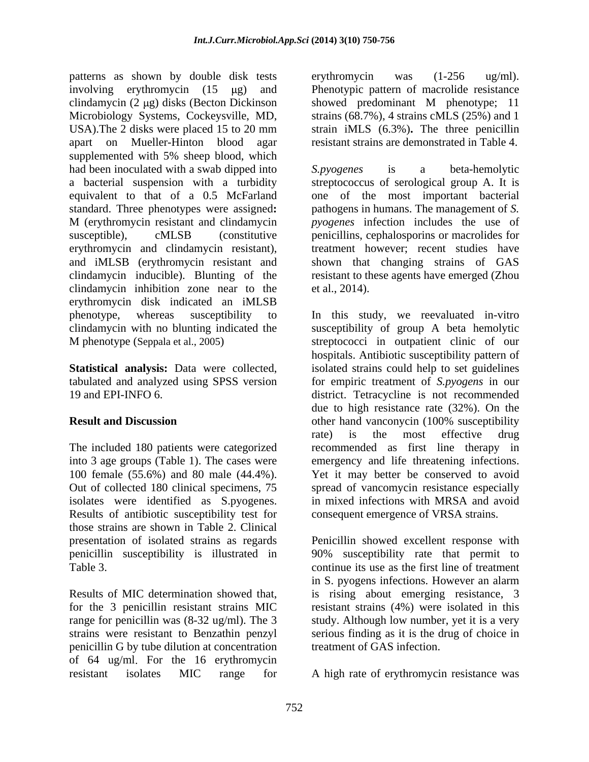patterns as shown by double disk tests involving erythromycin (15 μg) and clindamycin (2 μg) disks (Becton Dickinson Microbiology Systems, Cockeysville, MD, USA).The 2 disks were placed 15 to 20 mm apart on Mueller-Hinton blood agar supplemented with 5% sheep blood, which had been inoculated with a swab dipped into a bacterial suspension with a turbidity equivalent to that of a 0.5 McFarland standard. Three phenotypes were assigned**:** M (erythromycin resistant and clindamycin susceptible), cMLSB (constitutive erythromycin and clindamycin resistant), and iMLSB (erythromycin resistant and clindamycin inducible). Blunting of the clindamycin inhibition zone near to the erythromycin disk indicated an iMLSB phenotype, whereas susceptibility to clindamycin with no blunting indicated the M phenotype (Seppala et al., 2005)

**Statistical analysis:** Data were collected, tabulated and analyzed using SPSS version 19 and EPI-INFO 6.

## Result and Discussion

The included 180 patients were categorized into 3 age groups (Table 1). The cases were 100 female (55.6%) and 80 male (44.4%). Out of collected 180 clinical specimens, 75 isolates were identified as S.pyogenes. Results of antibiotic susceptibility test for those strains are shown in Table 2. Clinical presentation of isolated strains as regards penicillin susceptibility is illustrated in Table 3.

Results of MIC determination showed that, for the 3 penicillin resistant strains MIC range for penicillin was (8-32 ug/ml). The 3 strains were resistant to Benzathin penzyl penicillin G by tube dilution at concentration of 64 ug/ml. For the 16 erythromycin resistant isolates MIC range for erythromycin was (1-256 ug/ml). Phenotypic pattern of macrolide resistance showed predominant M phenotype; 11 strains (68.7%), 4 strains cMLS (25%) and 1 strain iMLS (6.3%)**.** The three penicillin resistant strains are demonstrated in Table 4.

*S.pyogenes* is a beta-hemolytic streptococcus of serological group A. It is one of the most important bacterial pathogens in humans. The management of *S. pyogenes* infection includes the use of penicillins, cephalosporins or macrolides for treatment however; recent studies have shown that changing strains of GAS resistant to these agents have emerged (Zhou et al., 2014).

In this study, we reevaluated in-vitro susceptibility of group A beta hemolytic streptococci in outpatient clinic of our hospitals. Antibiotic susceptibility pattern of isolated strains could help to set guidelines for empiric treatment of *S.pyogens* in our district. Tetracycline is not recommended due to high resistance rate (32%). On the other hand vanconycin (100% susceptibility rate) is the most effective drug recommended as first line therapy in emergency and life threatening infections. Yet it may better be conserved to avoid spread of vancomycin resistance especially in mixed infections with MRSA and avoid consequent emergence of VRSA strains.

Penicillin showed excellent response with 90% susceptibility rate that permit to continue its use as the first line of treatment in S. pyogens infections. However an alarm is rising about emerging resistance, 3 resistant strains (4%) were isolated in this study. Although low number, yet it is a very serious finding as it is the drug of choice in treatment of GAS infection.

A high rate of erythromycin resistance was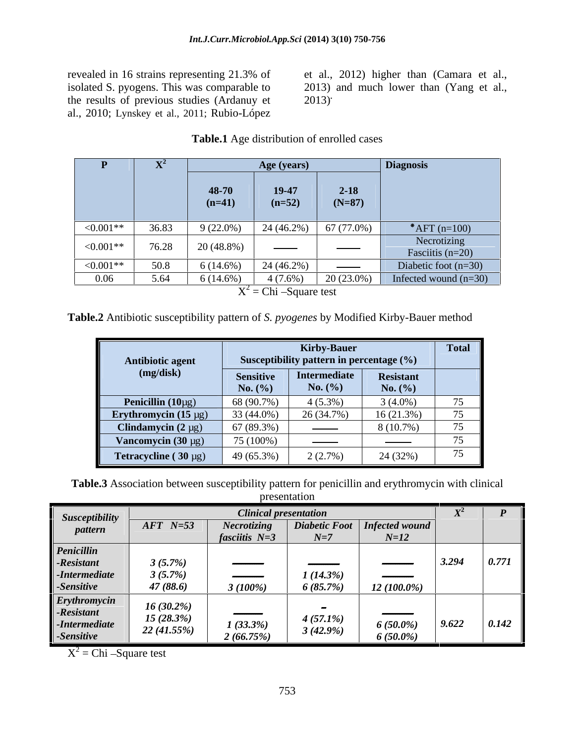revealed in 16 strains representing 21.3% of isolated S. pyogens. This was comparable to the results of previous studies (Ardanuy et al., 2010; Lynskey et al., 2011; Rubio-López et al., 2012) higher than (Camara et al., 2013) and much lower than (Yang et al., 2013).

**Table.1** Age distribution of enrolled cases

| P | $X^2$ | Age (years) | | | Diagnosis |
|---|---|---|---|---|---|
| | | 48-70 (n=41) | 19-47 (n=52) | 2-18 (N=87) | |
| <0.001** | 36.83 | 9 (22.0%) | 24 (46.2%) | 67 (77.0%) | *AFT (n=100) |
| <0.001** | 76.28 | 20 (48.8%) | —— | —— | Necrotizing Fasciitis (n=20) |
| <0.001** | 50.8 | 6 (14.6%) | 24 (46.2%) | —— | Diabetic foot (n=30) |
| 0.06 | 5.64 | 6 (14.6%) | 4 (7.6%) | 20 (23.0%) | Infected wound (n=30) |

$X^2$ = Chi –Square test

**Table.2** Antibiotic susceptibility pattern of *S. pyogenes* by Modified Kirby-Bauer method

| Antibiotic agent (mg/disk) | Kirby-Bauer Susceptibility pattern in percentage (%) | | | Total |
|---|---|---|---|---|
| | Sensitive No. (%) | Intermediate No. (%) | Resistant No. (%) | |
| **Penicillin (10μg)** | 68 (90.7%) | 4 (5.3%) | 3 (4.0%) | 75 |
| **Erythromycin (15 μg)** | 33 (44.0%) | 26 (34.7%) | 16 (21.3%) | 75 |
| **Clindamycin (2 μg)** | 67 (89.3%) | —— | 8 (10.7%) | 75 |
| **Vancomycin (30 μg)** | 75 (100%) | —— | —— | 75 |
| **Tetracycline ( 30 μg)** | 49 (65.3%) | 2 (2.7%) | 24 (32%) | 75 |

**Table.3** Association between susceptibility pattern for penicillin and erythromycin with clinical presentation

| *Susceptibility pattern* | *Clinical presentation* | | | | $X^2$ | *P* |
|---|---|---|---|---|---|---|
| | *AFT N=53* | *Necrotizing fasciitis N=3* | *Diabetic Foot N=7* | *Infected wound N=12* | | |
| ***Penicillin*** | | | | | *3.294* | *0.771* |
| *-Resistant* | *3 (5.7%)* | —— | —— | —— | | |
| *-Intermediate* | *3 (5.7%)* | —— | *1 (14.3%)* | —— | | |
| *-Sensitive* | *47 (88.6)* | *3 (100%)* | *6 (85.7%)* | *12 (100.0%)* | | |
| ***Erythromycin*** | | | | | *9.622* | *0.142* |
| *-Resistant* | *16 (30.2%)* | —— | - | —— | | |
| *-Intermediate* | *15 (28.3%)* | *1 (33.3%)* | *4 (57.1%)* | *6 (50.0%)* | | |
| *-Sensitive* | *22 (41.55%)* | *2 (66.75%)* | *3 (42.9%)* | *6 (50.0%)* | | |

$X^2$ = Chi –Square test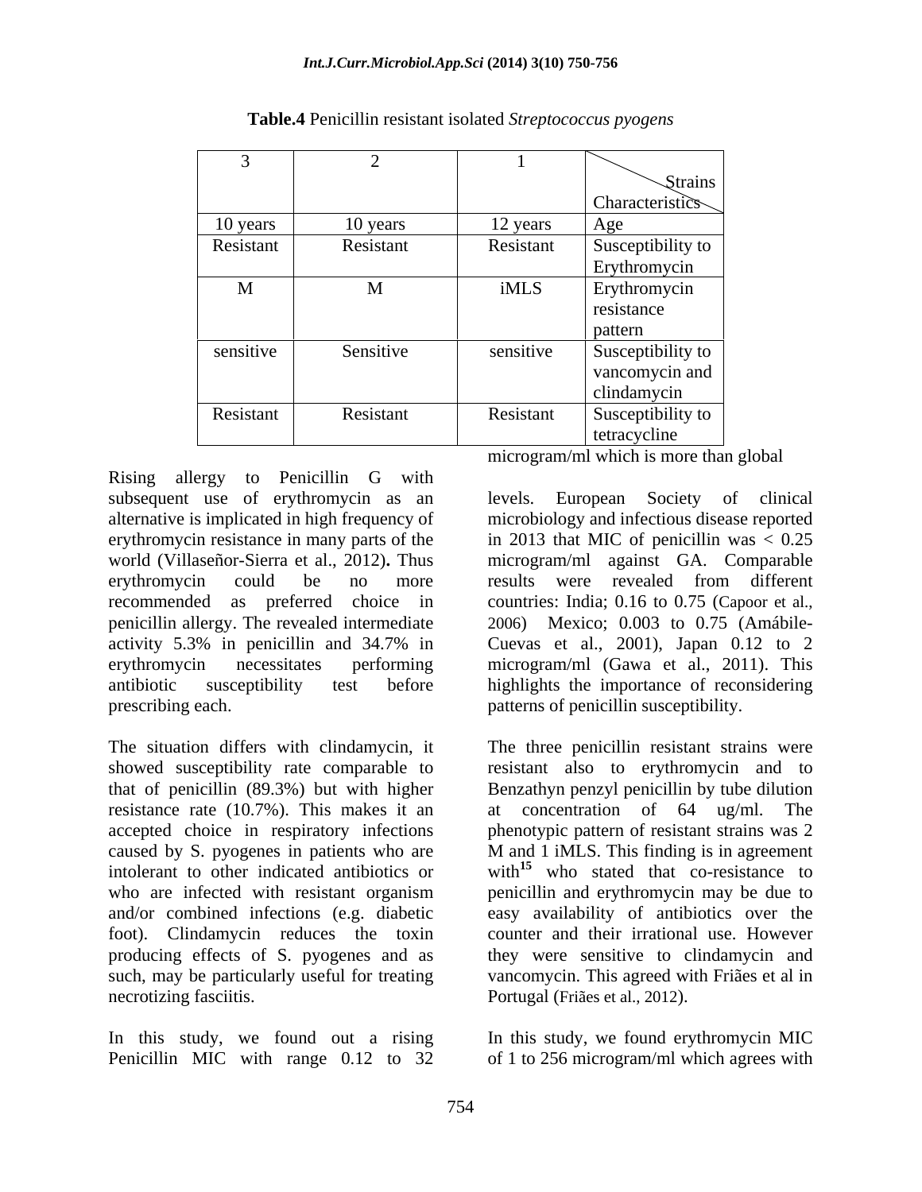**Table.4** Penicillin resistant isolated *Streptococcus pyogens*

| 3 | 2 | 1 | Strains / Characteristics |
|---|---|---|---|
| 10 years | 10 years | 12 years | Age |
| Resistant | Resistant | Resistant | Susceptibility to Erythromycin |
| M | M | iMLS | Erythromycin resistance pattern |
| sensitive | Sensitive | sensitive | Susceptibility to vancomycin and clindamycin |
| Resistant | Resistant | Resistant | Susceptibility to tetracycline |

Rising allergy to Penicillin G with subsequent use of erythromycin as an alternative is implicated in high frequency of erythromycin resistance in many parts of the world (Villaseñor-Sierra et al., 2012)**.** Thus erythromycin could be no more recommended as preferred choice in penicillin allergy. The revealed intermediate activity 5.3% in penicillin and 34.7% in erythromycin necessitates performing antibiotic susceptibility test before prescribing each.

The situation differs with clindamycin, it showed susceptibility rate comparable to that of penicillin (89.3%) but with higher resistance rate (10.7%). This makes it an accepted choice in respiratory infections caused by S. pyogenes in patients who are intolerant to other indicated antibiotics or who are infected with resistant organism and/or combined infections (e.g. diabetic foot). Clindamycin reduces the toxin producing effects of S. pyogenes and as such, may be particularly useful for treating necrotizing fasciitis.

In this study, we found out a rising Penicillin MIC with range 0.12 to 32 microgram/ml which is more than global levels. European Society of clinical microbiology and infectious disease reported in 2013 that MIC of penicillin was < 0.25 microgram/ml against GA. Comparable results were revealed from different countries: India; 0.16 to 0.75 (Capoor et al., 2006) Mexico; 0.003 to 0.75 (Amábile-Cuevas et al., 2001), Japan 0.12 to 2 microgram/ml (Gawa et al., 2011). This highlights the importance of reconsidering patterns of penicillin susceptibility.

The three penicillin resistant strains were resistant also to erythromycin and to Benzathyn penzyl penicillin by tube dilution at concentration of 64 ug/ml. The phenotypic pattern of resistant strains was 2 M and 1 iMLS. This finding is in agreement with[15] who stated that co-resistance to penicillin and erythromycin may be due to easy availability of antibiotics over the counter and their irrational use. However they were sensitive to clindamycin and vancomycin. This agreed with Friães et al in Portugal (Friães et al., 2012).

In this study, we found erythromycin MIC of 1 to 256 microgram/ml which agrees with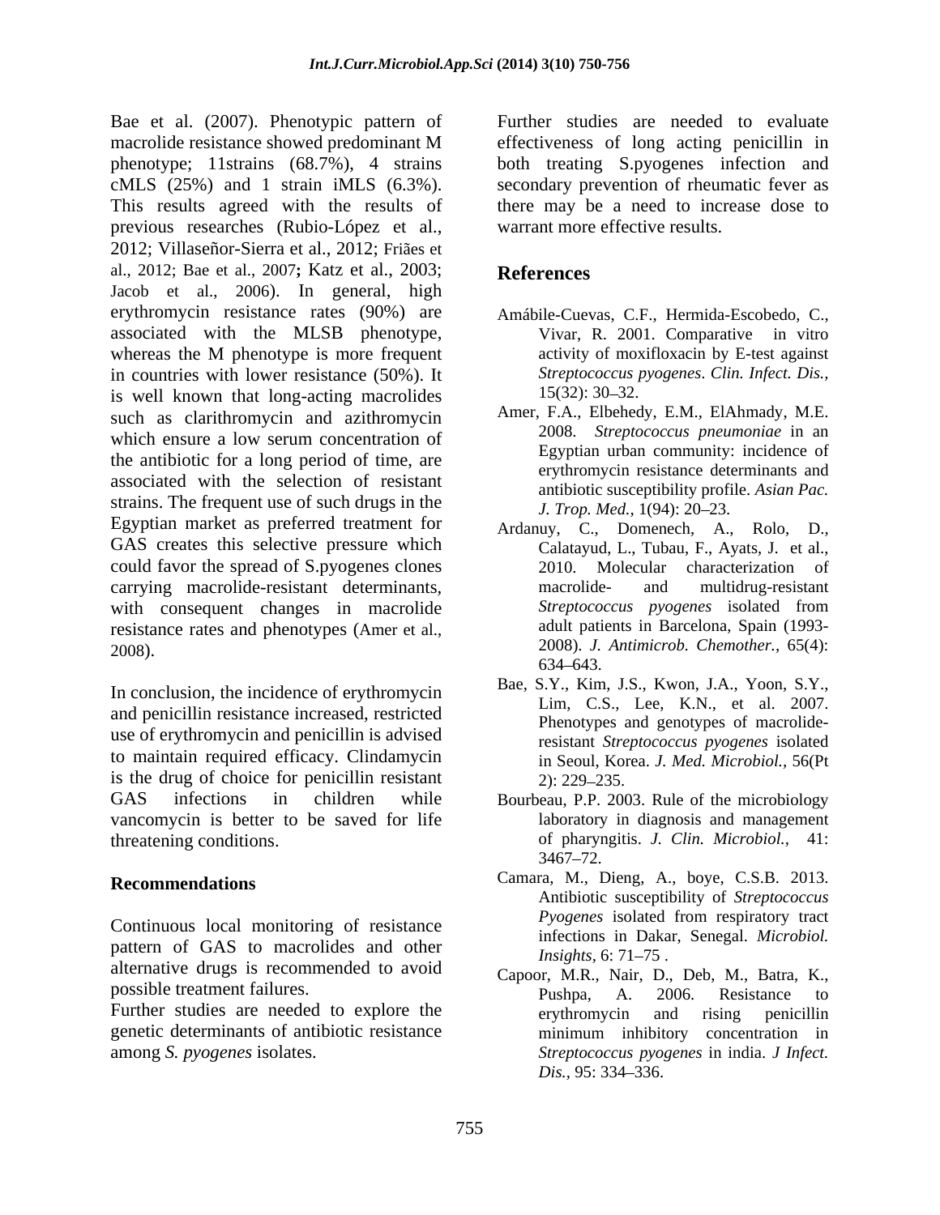Bae et al. (2007). Phenotypic pattern of macrolide resistance showed predominant M phenotype; 11strains (68.7%), 4 strains cMLS (25%) and 1 strain iMLS (6.3%). This results agreed with the results of previous researches (Rubio-López et al., 2012; Villaseñor-Sierra et al., 2012; Friães et al., 2012; Bae et al., 2007**;** Katz et al., 2003; Jacob et al., 2006). In general, high erythromycin resistance rates (90%) are associated with the MLSB phenotype, whereas the M phenotype is more frequent in countries with lower resistance (50%). It is well known that long-acting macrolides such as clarithromycin and azithromycin which ensure a low serum concentration of the antibiotic for a long period of time, are associated with the selection of resistant strains. The frequent use of such drugs in the Egyptian market as preferred treatment for GAS creates this selective pressure which could favor the spread of S.pyogenes clones carrying macrolide-resistant determinants, with consequent changes in macrolide resistance rates and phenotypes (Amer et al., 2008).

In conclusion, the incidence of erythromycin and penicillin resistance increased, restricted use of erythromycin and penicillin is advised to maintain required efficacy. Clindamycin is the drug of choice for penicillin resistant GAS infections in children while vancomycin is better to be saved for life threatening conditions.

## Recommendations

Continuous local monitoring of resistance pattern of GAS to macrolides and other alternative drugs is recommended to avoid possible treatment failures.

Further studies are needed to explore the genetic determinants of antibiotic resistance among *S. pyogenes* isolates.

Further studies are needed to evaluate effectiveness of long acting penicillin in both treating S.pyogenes infection and secondary prevention of rheumatic fever as there may be a need to increase dose to warrant more effective results.

## References

Amábile-Cuevas, C.F., Hermida-Escobedo, C., Vivar, R. 2001. Comparative in vitro activity of moxifloxacin by E-test against *Streptococcus pyogenes*. *Clin. Infect. Dis.,* 15(32): 30–32.

Amer, F.A., Elbehedy, E.M., ElAhmady, M.E. 2008. *Streptococcus pneumoniae* in an Egyptian urban community: incidence of erythromycin resistance determinants and antibiotic susceptibility profile. *Asian Pac. J. Trop. Med.,* 1(94): 20–23.

Ardanuy, C., Domenech, A., Rolo, D., Calatayud, L., Tubau, F., Ayats, J. et al., 2010. Molecular characterization of macrolide- and multidrug-resistant *Streptococcus pyogenes* isolated from adult patients in Barcelona, Spain (1993-2008). *J. Antimicrob. Chemother.,* 65(4): 634–643.

Bae, S.Y., Kim, J.S., Kwon, J.A., Yoon, S.Y., Lim, C.S., Lee, K.N., et al. 2007. Phenotypes and genotypes of macrolide-resistant *Streptococcus pyogenes* isolated in Seoul, Korea. *J. Med. Microbiol.,* 56(Pt 2): 229–235.

Bourbeau, P.P. 2003. Rule of the microbiology laboratory in diagnosis and management of pharyngitis. *J. Clin. Microbiol.,* 41: 3467–72.

Camara, M., Dieng, A., boye, C.S.B. 2013. Antibiotic susceptibility of *Streptococcus Pyogenes* isolated from respiratory tract infections in Dakar, Senegal. *Microbiol. Insights*, 6: 71–75 .

Capoor, M.R., Nair, D., Deb, M., Batra, K., Pushpa, A. 2006. Resistance to erythromycin and rising penicillin minimum inhibitory concentration in *Streptococcus pyogenes* in india. *J Infect. Dis.,* 95: 334–336.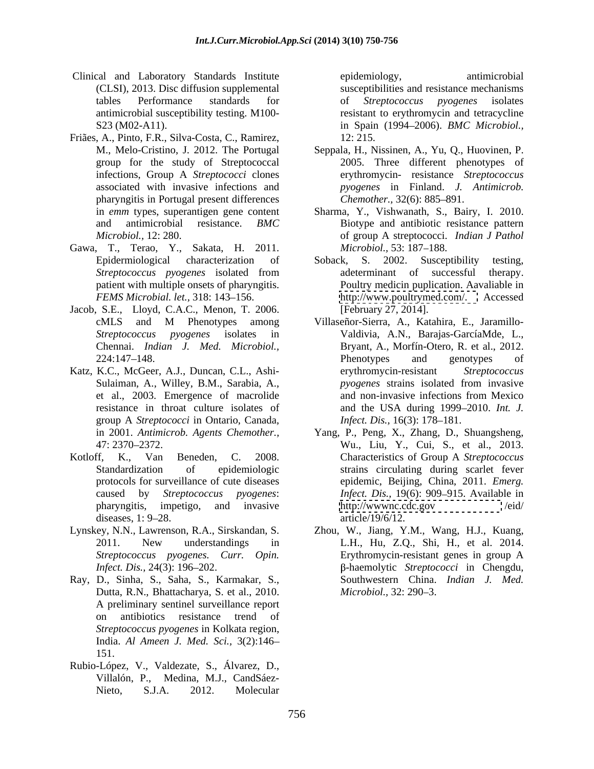Clinical and Laboratory Standards Institute (CLSI), 2013. Disc diffusion supplemental tables Performance standards for antimicrobial susceptibility testing. M100-S23 (M02-A11).

Friães, A., Pinto, F.R., Silva-Costa, C., Ramirez, M., Melo-Cristino, J. 2012. The Portugal group for the study of Streptococcal infections, Group A *Streptococci* clones associated with invasive infections and pharyngitis in Portugal present differences in *emm* types, superantigen gene content and antimicrobial resistance. *BMC Microbiol.,* 12: 280.

Gawa, T., Terao, Y., Sakata, H. 2011. Epidermiological characterization of *Streptococcus pyogenes* isolated from patient with multiple onsets of pharyngitis. *FEMS Microbial. let.,* 318: 143–156.

Jacob, S.E., Lloyd, C.A.C., Menon, T. 2006. cMLS and M Phenotypes among *Streptococcus pyogenes* isolates in Chennai. *Indian J. Med. Microbiol.,* 224:147–148.

Katz, K.C., McGeer, A.J., Duncan, C.L., Ashi-Sulaiman, A., Willey, B.M., Sarabia, A., et al., 2003. Emergence of macrolide resistance in throat culture isolates of group A *Streptococci* in Ontario, Canada, in 2001. *Antimicrob. Agents Chemother.,* 47: 2370–2372.

Kotloff, K., Van Beneden, C. 2008. Standardization of epidemiologic protocols for surveillance of cute diseases caused by *Streptococcus pyogenes*: pharyngitis, impetigo, and invasive diseases, 1: 9–28.

Lynskey, N.N., Lawrenson, R.A., Sirskandan, S. 2011. New understandings in *Streptococcus pyogenes. Curr. Opin. Infect. Dis.,* 24(3): 196–202.

Ray, D., Sinha, S., Saha, S., Karmakar, S., Dutta, R.N., Bhattacharya, S. et al., 2010. A preliminary sentinel surveillance report on antibiotics resistance trend of *Streptococcus pyogenes* in Kolkata region, India. *Al Ameen J. Med. Sci.,* 3(2):146–151.

Rubio-López, V., Valdezate, S., Álvarez, D., Villalón, P., Medina, M.J., CandSáez-Nieto, S.J.A. 2012. Molecular epidemiology, antimicrobial susceptibilities and resistance mechanisms of *Streptococcus pyogenes* isolates resistant to erythromycin and tetracycline in Spain (1994–2006). *BMC Microbiol.,* 12: 215.

Seppala, H., Nissinen, A., Yu, Q., Huovinen, P. 2005. Three different phenotypes of erythromycin- resistance *Streptococcus pyogenes* in Finland. *J. Antimicrob. Chemother.,* 32(6): 885–891.

Sharma, Y., Vishwanath, S., Bairy, I. 2010. Biotype and antibiotic resistance pattern of group A streptococci. *Indian J Pathol Microbiol.,* 53: 187–188.

Soback, S. 2002. Susceptibility testing, adeterminant of successful therapy. Poultry medicin puplication. Aavaliable in http://www.poultrymed.com/. Accessed [February 27, 2014].

Villaseñor-Sierra, A., Katahira, E., Jaramillo-Valdivia, A.N., Barajas-GarcíaMde, L., Bryant, A., Morfín-Otero, R. et al., 2012. Phenotypes and genotypes of erythromycin-resistant *Streptococcus pyogenes* strains isolated from invasive and non-invasive infections from Mexico and the USA during 1999–2010. *Int. J. Infect. Dis.,* 16(3): 178–181.

Yang, P., Peng, X., Zhang, D., Shuangsheng, Wu., Liu, Y., Cui, S., et al., 2013. Characteristics of Group A *Streptococcus* strains circulating during scarlet fever epidemic, Beijing, China, 2011. *Emerg. Infect. Dis.,* 19(6): 909–915. Available in http://wwwnc.cdc.gov /eid/ article/19/6/12.

Zhou, W., Jiang, Y.M., Wang, H.J., Kuang, L.H., Hu, Z.Q., Shi, H., et al. 2014. Erythromycin-resistant genes in group A β-haemolytic *Streptococci* in Chengdu, Southwestern China. *Indian J. Med. Microbiol.,* 32: 290–3.